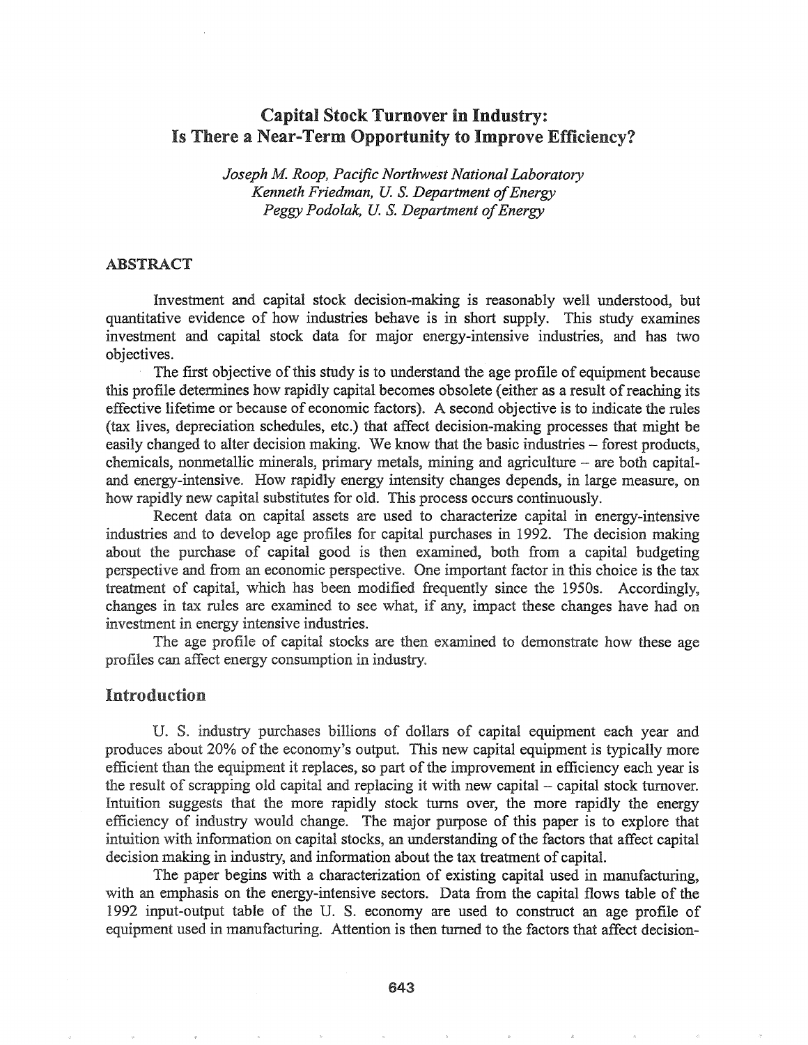# Capital Stock Turnover in Industry: Is There a Near-Term Opportunity to Improve Efficiency?

*Joseph M. Roop, Pacific Northwest National Laboratory*
*Kenneth Friedman, U. S. Department of Energy*
*Peggy Podolak, U. S. Department of Energy*

## ABSTRACT

Investment and capital stock decision-making is reasonably well understood, but quantitative evidence of how industries behave is in short supply. This study examines investment and capital stock data for major energy-intensive industries, and has two objectives.

The first objective of this study is to understand the age profile of equipment because this profile determines how rapidly capital becomes obsolete (either as a result of reaching its effective lifetime or because of economic factors). A second objective is to indicate the rules (tax lives, depreciation schedules, etc.) that affect decision-making processes that might be easily changed to alter decision making. We know that the basic industries – forest products, chemicals, nonmetallic minerals, primary metals, mining and agriculture – are both capital- and energy-intensive. How rapidly energy intensity changes depends, in large measure, on how rapidly new capital substitutes for old. This process occurs continuously.

Recent data on capital assets are used to characterize capital in energy-intensive industries and to develop age profiles for capital purchases in 1992. The decision making about the purchase of capital good is then examined, both from a capital budgeting perspective and from an economic perspective. One important factor in this choice is the tax treatment of capital, which has been modified frequently since the 1950s. Accordingly, changes in tax rules are examined to see what, if any, impact these changes have had on investment in energy intensive industries.

The age profile of capital stocks are then examined to demonstrate how these age profiles can affect energy consumption in industry.

## Introduction

U. S. industry purchases billions of dollars of capital equipment each year and produces about 20% of the economy's output. This new capital equipment is typically more efficient than the equipment it replaces, so part of the improvement in efficiency each year is the result of scrapping old capital and replacing it with new capital – capital stock turnover. Intuition suggests that the more rapidly stock turns over, the more rapidly the energy efficiency of industry would change. The major purpose of this paper is to explore that intuition with information on capital stocks, an understanding of the factors that affect capital decision making in industry, and information about the tax treatment of capital.

The paper begins with a characterization of existing capital used in manufacturing, with an emphasis on the energy-intensive sectors. Data from the capital flows table of the 1992 input-output table of the U. S. economy are used to construct an age profile of equipment used in manufacturing. Attention is then turned to the factors that affect decision-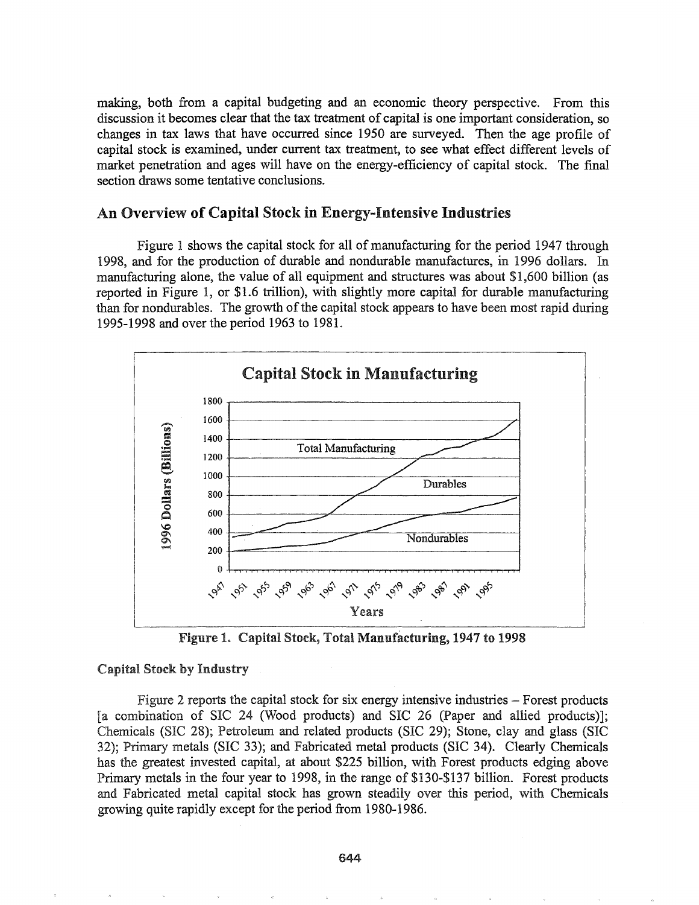making, both from a capital budgeting and an economic theory perspective. From this discussion it becomes clear that the tax treatment of capital is one important consideration, so changes in tax laws that have occurred since 1950 are surveyed. Then the age profile of capital stock is examined, under current tax treatment, to see what effect different levels of market penetration and ages will have on the energy-efficiency of capital stock. The final section draws some tentative conclusions.

## An Overview of Capital Stock in Energy-Intensive Industries

Figure 1 shows the capital stock for all of manufacturing for the period 1947 through 1998, and for the production of durable and nondurable manufactures, in 1996 dollars. In manufacturing alone, the value of all equipment and structures was about $1,600 billion (as reported in Figure 1, or $1.6 trillion), with slightly more capital for durable manufacturing than for nondurables. The growth of the capital stock appears to have been most rapid during 1995-1998 and over the period 1963 to 1981.

**Figure 1. Capital Stock, Total Manufacturing, 1947 to 1998**

### Capital Stock by Industry

Figure 2 reports the capital stock for six energy intensive industries – Forest products [a combination of SIC 24 (Wood products) and SIC 26 (Paper and allied products)]; Chemicals (SIC 28); Petroleum and related products (SIC 29); Stone, clay and glass (SIC 32); Primary metals (SIC 33); and Fabricated metal products (SIC 34). Clearly Chemicals has the greatest invested capital, at about $225 billion, with Forest products edging above Primary metals in the four year to 1998, in the range of $130-$137 billion. Forest products and Fabricated metal capital stock has grown steadily over this period, with Chemicals growing quite rapidly except for the period from 1980-1986.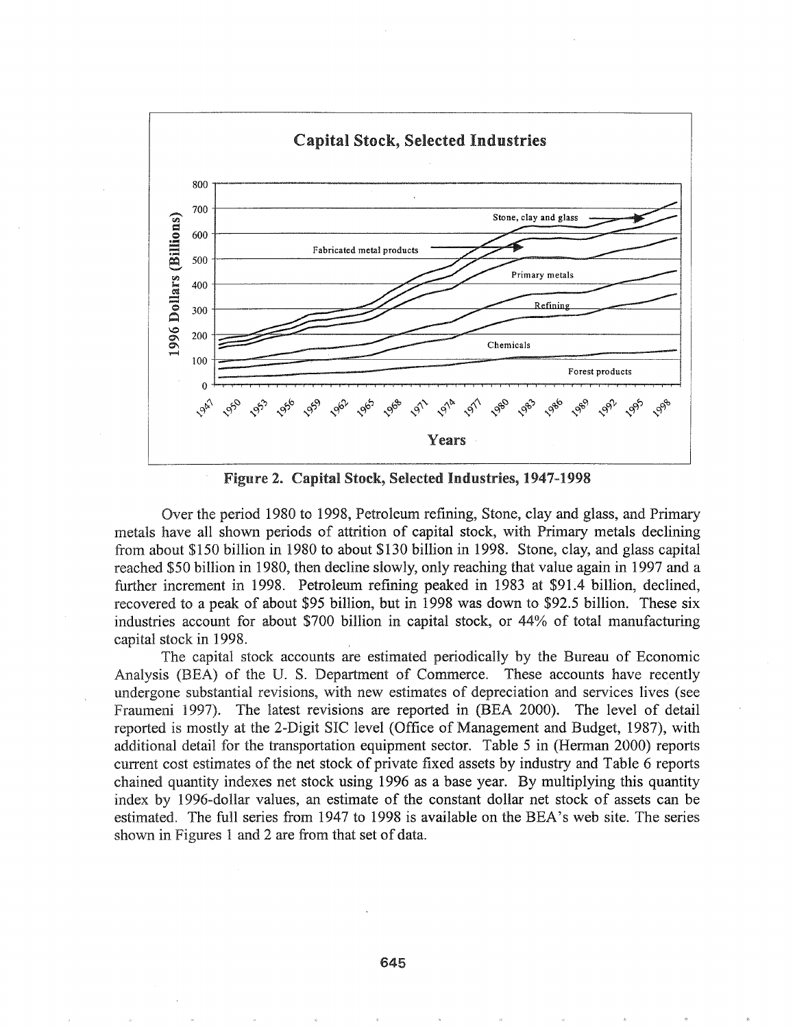**Figure 2. Capital Stock, Selected Industries, 1947-1998**

Over the period 1980 to 1998, Petroleum refining, Stone, clay and glass, and Primary metals have all shown periods of attrition of capital stock, with Primary metals declining from about \$150 billion in 1980 to about \$130 billion in 1998. Stone, clay, and glass capital reached \$50 billion in 1980, then decline slowly, only reaching that value again in 1997 and a further increment in 1998. Petroleum refining peaked in 1983 at \$91.4 billion, declined, recovered to a peak of about \$95 billion, but in 1998 was down to \$92.5 billion. These six industries account for about \$700 billion in capital stock, or 44% of total manufacturing capital stock in 1998.

The capital stock accounts are estimated periodically by the Bureau of Economic Analysis (BEA) of the U. S. Department of Commerce. These accounts have recently undergone substantial revisions, with new estimates of depreciation and services lives (see Fraumeni 1997). The latest revisions are reported in (BEA 2000). The level of detail reported is mostly at the 2-Digit SIC level (Office of Management and Budget, 1987), with additional detail for the transportation equipment sector. Table 5 in (Herman 2000) reports current cost estimates of the net stock of private fixed assets by industry and Table 6 reports chained quantity indexes net stock using 1996 as a base year. By multiplying this quantity index by 1996-dollar values, an estimate of the constant dollar net stock of assets can be estimated. The full series from 1947 to 1998 is available on the BEA's web site. The series shown in Figures 1 and 2 are from that set of data.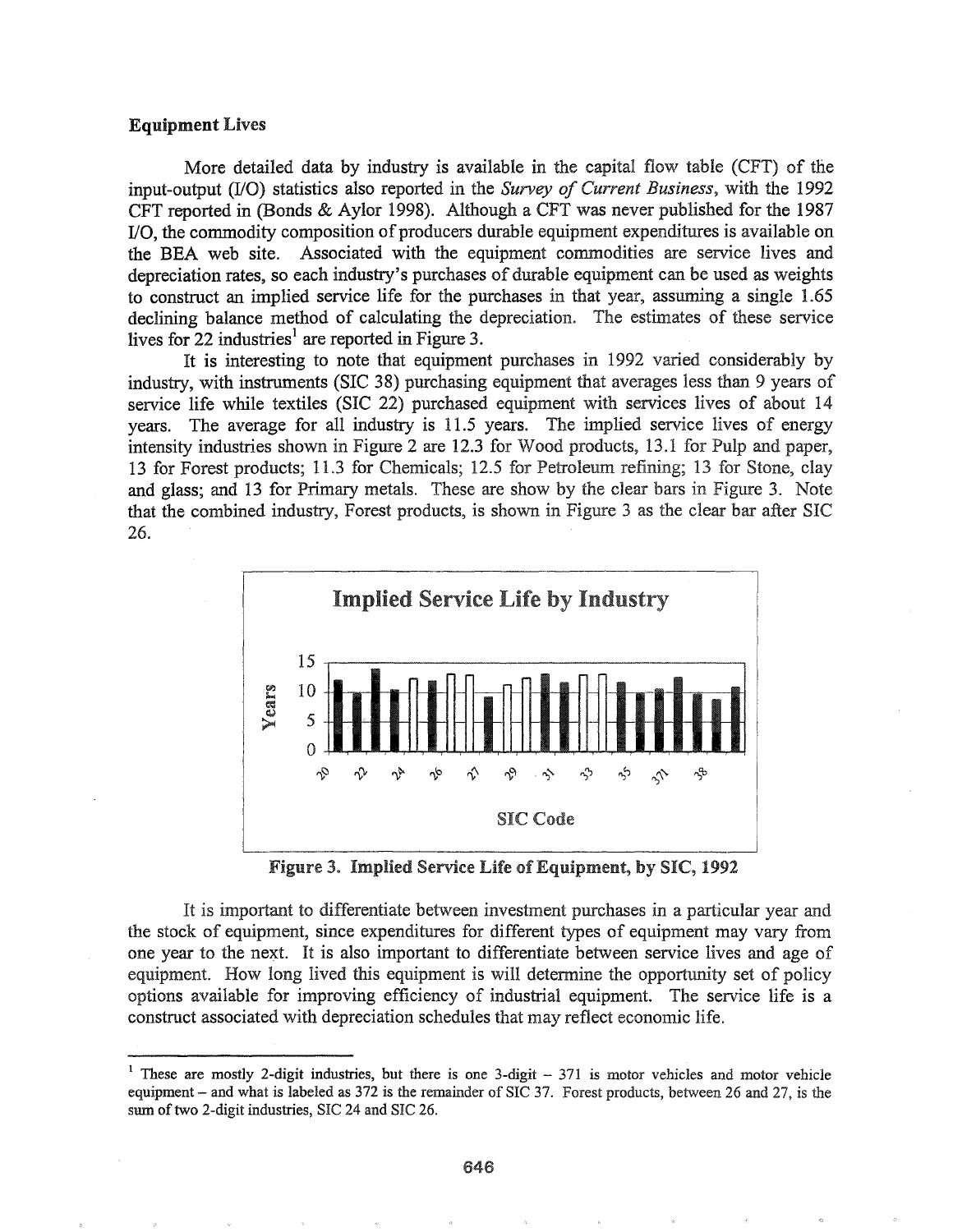### Equipment Lives

More detailed data by industry is available in the capital flow table (CFT) of the input-output (I/O) statistics also reported in the *Survey of Current Business*, with the 1992 CFT reported in (Bonds & Aylor 1998). Although a CFT was never published for the 1987 I/O, the commodity composition of producers durable equipment expenditures is available on the BEA web site. Associated with the equipment commodities are service lives and depreciation rates, so each industry's purchases of durable equipment can be used as weights to construct an implied service life for the purchases in that year, assuming a single 1.65 declining balance method of calculating the depreciation. The estimates of these service lives for 22 industries[1] are reported in Figure 3.

It is interesting to note that equipment purchases in 1992 varied considerably by industry, with instruments (SIC 38) purchasing equipment that averages less than 9 years of service life while textiles (SIC 22) purchased equipment with services lives of about 14 years. The average for all industry is 11.5 years. The implied service lives of energy intensity industries shown in Figure 2 are 12.3 for Wood products, 13.1 for Pulp and paper, 13 for Forest products; 11.3 for Chemicals; 12.5 for Petroleum refining; 13 for Stone, clay and glass; and 13 for Primary metals. These are show by the clear bars in Figure 3. Note that the combined industry, Forest products, is shown in Figure 3 as the clear bar after SIC 26.

**Figure 3. Implied Service Life of Equipment, by SIC, 1992**

It is important to differentiate between investment purchases in a particular year and the stock of equipment, since expenditures for different types of equipment may vary from one year to the next. It is also important to differentiate between service lives and age of equipment. How long lived this equipment is will determine the opportunity set of policy options available for improving efficiency of industrial equipment. The service life is a construct associated with depreciation schedules that may reflect economic life.

[1] These are mostly 2-digit industries, but there is one 3-digit – 371 is motor vehicles and motor vehicle equipment – and what is labeled as 372 is the remainder of SIC 37. Forest products, between 26 and 27, is the sum of two 2-digit industries, SIC 24 and SIC 26.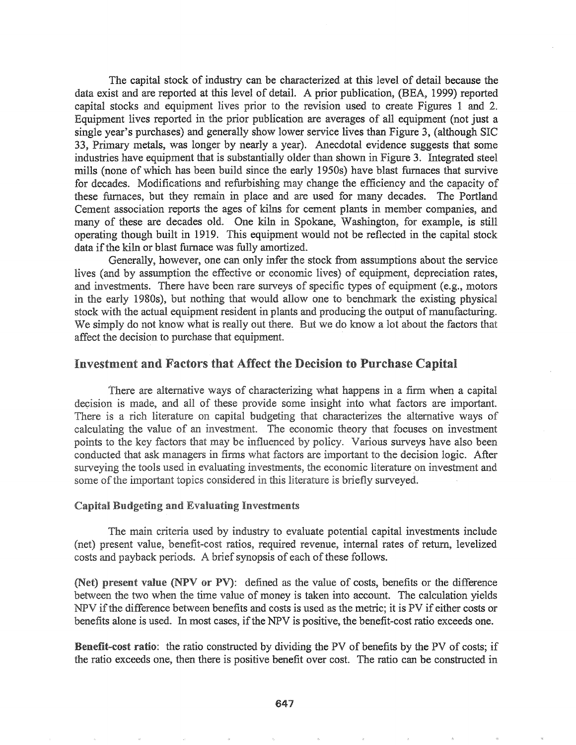The capital stock of industry can be characterized at this level of detail because the data exist and are reported at this level of detail. A prior publication, (BEA, 1999) reported capital stocks and equipment lives prior to the revision used to create Figures 1 and 2. Equipment lives reported in the prior publication are averages of all equipment (not just a single year's purchases) and generally show lower service lives than Figure 3, (although SIC 33, Primary metals, was longer by nearly a year). Anecdotal evidence suggests that some industries have equipment that is substantially older than shown in Figure 3. Integrated steel mills (none of which has been build since the early 1950s) have blast furnaces that survive for decades. Modifications and refurbishing may change the efficiency and the capacity of these furnaces, but they remain in place and are used for many decades. The Portland Cement association reports the ages of kilns for cement plants in member companies, and many of these are decades old. One kiln in Spokane, Washington, for example, is still operating though built in 1919. This equipment would not be reflected in the capital stock data if the kiln or blast furnace was fully amortized.

Generally, however, one can only infer the stock from assumptions about the service lives (and by assumption the effective or economic lives) of equipment, depreciation rates, and investments. There have been rare surveys of specific types of equipment (e.g., motors in the early 1980s), but nothing that would allow one to benchmark the existing physical stock with the actual equipment resident in plants and producing the output of manufacturing. We simply do not know what is really out there. But we do know a lot about the factors that affect the decision to purchase that equipment.

## Investment and Factors that Affect the Decision to Purchase Capital

There are alternative ways of characterizing what happens in a firm when a capital decision is made, and all of these provide some insight into what factors are important. There is a rich literature on capital budgeting that characterizes the alternative ways of calculating the value of an investment. The economic theory that focuses on investment points to the key factors that may be influenced by policy. Various surveys have also been conducted that ask managers in firms what factors are important to the decision logic. After surveying the tools used in evaluating investments, the economic literature on investment and some of the important topics considered in this literature is briefly surveyed.

### Capital Budgeting and Evaluating Investments

The main criteria used by industry to evaluate potential capital investments include (net) present value, benefit-cost ratios, required revenue, internal rates of return, levelized costs and payback periods. A brief synopsis of each of these follows.

**(Net) present value (NPV or PV)**: defined as the value of costs, benefits or the difference between the two when the time value of money is taken into account. The calculation yields NPV if the difference between benefits and costs is used as the metric; it is PV if either costs or benefits alone is used. In most cases, if the NPV is positive, the benefit-cost ratio exceeds one.

**Benefit-cost ratio**: the ratio constructed by dividing the PV of benefits by the PV of costs; if the ratio exceeds one, then there is positive benefit over cost. The ratio can be constructed in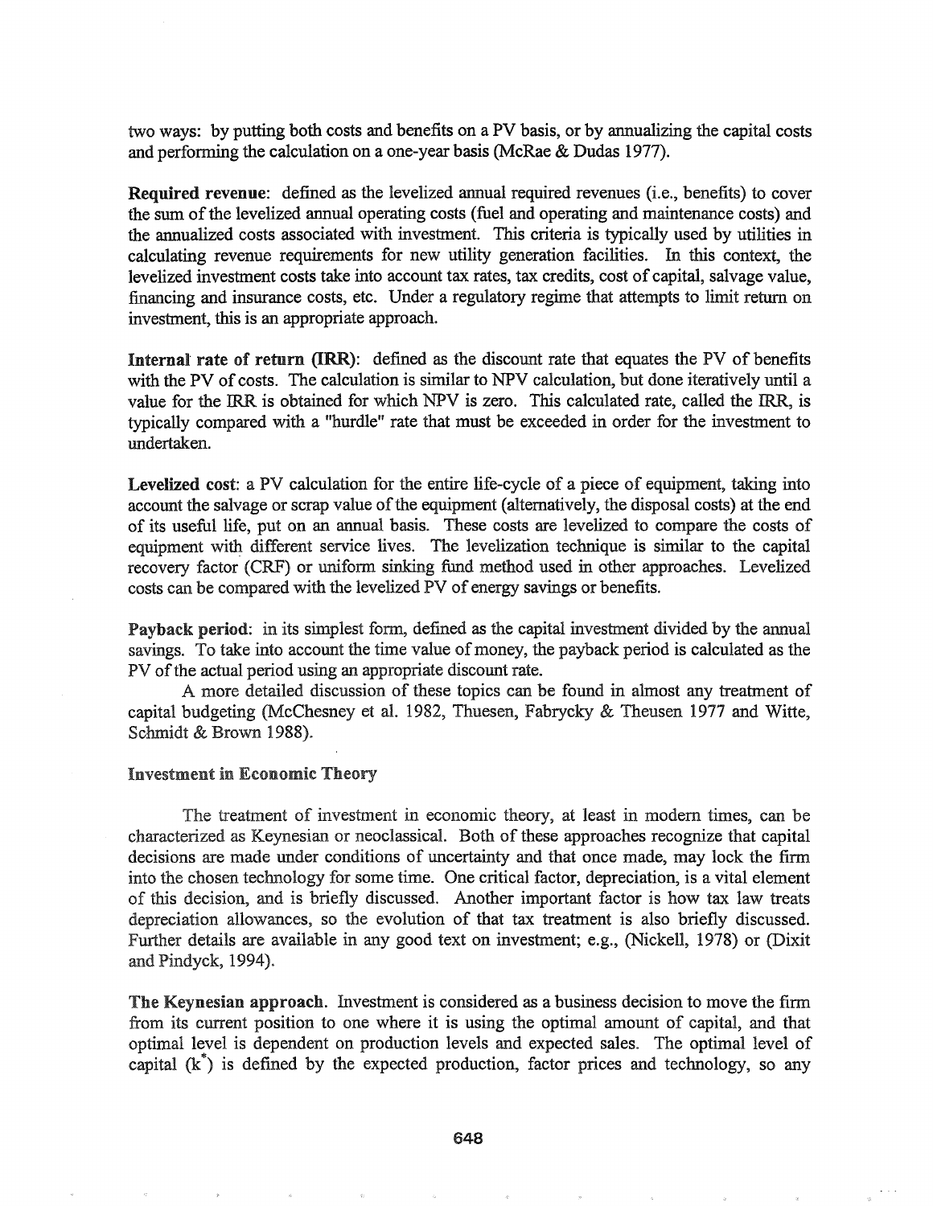two ways: by putting both costs and benefits on a PV basis, or by annualizing the capital costs and performing the calculation on a one-year basis (McRae & Dudas 1977).

**Required revenue**: defined as the levelized annual required revenues (i.e., benefits) to cover the sum of the levelized annual operating costs (fuel and operating and maintenance costs) and the annualized costs associated with investment. This criteria is typically used by utilities in calculating revenue requirements for new utility generation facilities. In this context, the levelized investment costs take into account tax rates, tax credits, cost of capital, salvage value, financing and insurance costs, etc. Under a regulatory regime that attempts to limit return on investment, this is an appropriate approach.

**Internal rate of return (IRR)**: defined as the discount rate that equates the PV of benefits with the PV of costs. The calculation is similar to NPV calculation, but done iteratively until a value for the IRR is obtained for which NPV is zero. This calculated rate, called the IRR, is typically compared with a "hurdle" rate that must be exceeded in order for the investment to undertaken.

**Levelized cost**: a PV calculation for the entire life-cycle of a piece of equipment, taking into account the salvage or scrap value of the equipment (alternatively, the disposal costs) at the end of its useful life, put on an annual basis. These costs are levelized to compare the costs of equipment with different service lives. The levelization technique is similar to the capital recovery factor (CRF) or uniform sinking fund method used in other approaches. Levelized costs can be compared with the levelized PV of energy savings or benefits.

**Payback period**: in its simplest form, defined as the capital investment divided by the annual savings. To take into account the time value of money, the payback period is calculated as the PV of the actual period using an appropriate discount rate.

A more detailed discussion of these topics can be found in almost any treatment of capital budgeting (McChesney et al. 1982, Thuesen, Fabrycky & Theusen 1977 and Witte, Schmidt & Brown 1988).

### Investment in Economic Theory

The treatment of investment in economic theory, at least in modern times, can be characterized as Keynesian or neoclassical. Both of these approaches recognize that capital decisions are made under conditions of uncertainty and that once made, may lock the firm into the chosen technology for some time. One critical factor, depreciation, is a vital element of this decision, and is briefly discussed. Another important factor is how tax law treats depreciation allowances, so the evolution of that tax treatment is also briefly discussed. Further details are available in any good text on investment; e.g., (Nickell, 1978) or (Dixit and Pindyck, 1994).

**The Keynesian approach.** Investment is considered as a business decision to move the firm from its current position to one where it is using the optimal amount of capital, and that optimal level is dependent on production levels and expected sales. The optimal level of capital ($k^*$) is defined by the expected production, factor prices and technology, so any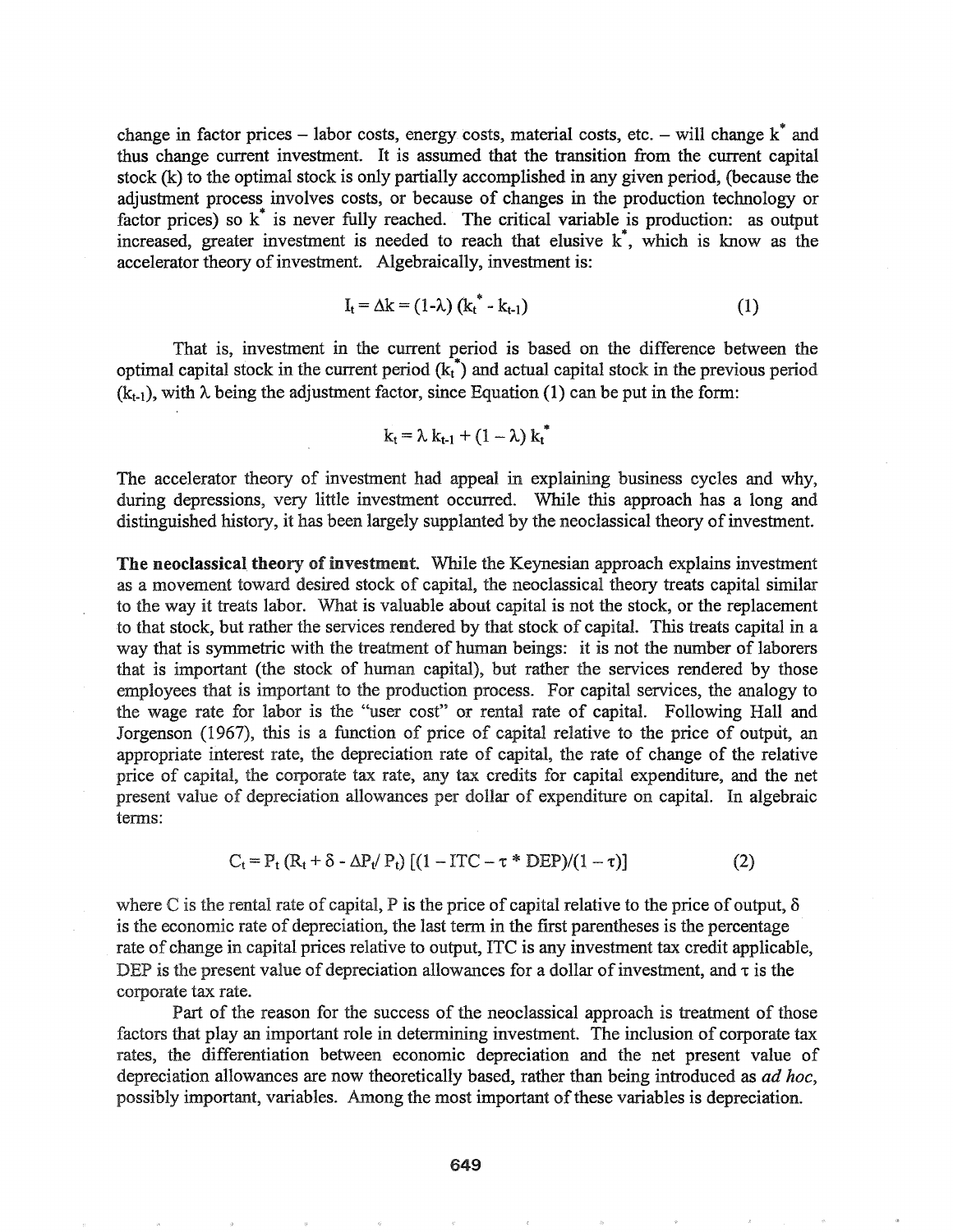change in factor prices – labor costs, energy costs, material costs, etc. – will change $k^*$ and thus change current investment. It is assumed that the transition from the current capital stock (k) to the optimal stock is only partially accomplished in any given period, (because the adjustment process involves costs, or because of changes in the production technology or factor prices) so $k^*$ is never fully reached. The critical variable is production: as output increased, greater investment is needed to reach that elusive $k^*$, which is know as the accelerator theory of investment. Algebraically, investment is:

$$I_t = \Delta k = (1-\lambda)\,(k_t^* - k_{t-1}) \qquad (1)$$

That is, investment in the current period is based on the difference between the optimal capital stock in the current period ($k_t^*$) and actual capital stock in the previous period ($k_{t-1}$), with $\lambda$ being the adjustment factor, since Equation (1) can be put in the form:

$$k_t = \lambda\, k_{t-1} + (1 - \lambda)\, k_t^*$$

The accelerator theory of investment had appeal in explaining business cycles and why, during depressions, very little investment occurred. While this approach has a long and distinguished history, it has been largely supplanted by the neoclassical theory of investment.

**The neoclassical theory of investment.** While the Keynesian approach explains investment as a movement toward desired stock of capital, the neoclassical theory treats capital similar to the way it treats labor. What is valuable about capital is not the stock, or the replacement to that stock, but rather the services rendered by that stock of capital. This treats capital in a way that is symmetric with the treatment of human beings: it is not the number of laborers that is important (the stock of human capital), but rather the services rendered by those employees that is important to the production process. For capital services, the analogy to the wage rate for labor is the "user cost" or rental rate of capital. Following Hall and Jorgenson (1967), this is a function of price of capital relative to the price of output, an appropriate interest rate, the depreciation rate of capital, the rate of change of the relative price of capital, the corporate tax rate, any tax credits for capital expenditure, and the net present value of depreciation allowances per dollar of expenditure on capital. In algebraic terms:

$$C_t = P_t\,(R_t + \delta - \Delta P_t / P_t)\,[(1 - ITC - \tau * DEP)/(1 - \tau)] \qquad (2)$$

where C is the rental rate of capital, P is the price of capital relative to the price of output, $\delta$ is the economic rate of depreciation, the last term in the first parentheses is the percentage rate of change in capital prices relative to output, ITC is any investment tax credit applicable, DEP is the present value of depreciation allowances for a dollar of investment, and $\tau$ is the corporate tax rate.

Part of the reason for the success of the neoclassical approach is treatment of those factors that play an important role in determining investment. The inclusion of corporate tax rates, the differentiation between economic depreciation and the net present value of depreciation allowances are now theoretically based, rather than being introduced as *ad hoc*, possibly important, variables. Among the most important of these variables is depreciation.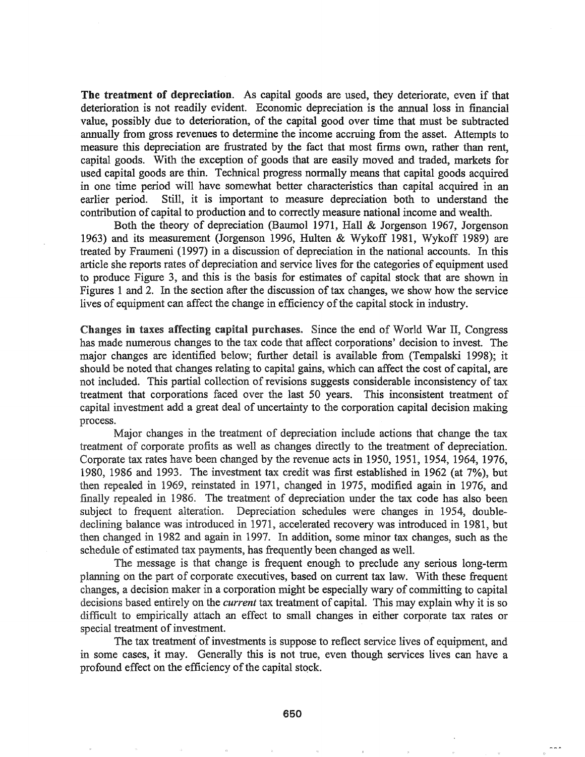**The treatment of depreciation.** As capital goods are used, they deteriorate, even if that deterioration is not readily evident. Economic depreciation is the annual loss in financial value, possibly due to deterioration, of the capital good over time that must be subtracted annually from gross revenues to determine the income accruing from the asset. Attempts to measure this depreciation are frustrated by the fact that most firms own, rather than rent, capital goods. With the exception of goods that are easily moved and traded, markets for used capital goods are thin. Technical progress normally means that capital goods acquired in one time period will have somewhat better characteristics than capital acquired in an earlier period. Still, it is important to measure depreciation both to understand the contribution of capital to production and to correctly measure national income and wealth.

Both the theory of depreciation (Baumol 1971, Hall & Jorgenson 1967, Jorgenson 1963) and its measurement (Jorgenson 1996, Hulten & Wykoff 1981, Wykoff 1989) are treated by Fraumeni (1997) in a discussion of depreciation in the national accounts. In this article she reports rates of depreciation and service lives for the categories of equipment used to produce Figure 3, and this is the basis for estimates of capital stock that are shown in Figures 1 and 2. In the section after the discussion of tax changes, we show how the service lives of equipment can affect the change in efficiency of the capital stock in industry.

**Changes in taxes affecting capital purchases.** Since the end of World War II, Congress has made numerous changes to the tax code that affect corporations' decision to invest. The major changes are identified below; further detail is available from (Tempalski 1998); it should be noted that changes relating to capital gains, which can affect the cost of capital, are not included. This partial collection of revisions suggests considerable inconsistency of tax treatment that corporations faced over the last 50 years. This inconsistent treatment of capital investment add a great deal of uncertainty to the corporation capital decision making process.

Major changes in the treatment of depreciation include actions that change the tax treatment of corporate profits as well as changes directly to the treatment of depreciation. Corporate tax rates have been changed by the revenue acts in 1950, 1951, 1954, 1964, 1976, 1980, 1986 and 1993. The investment tax credit was first established in 1962 (at 7%), but then repealed in 1969, reinstated in 1971, changed in 1975, modified again in 1976, and finally repealed in 1986. The treatment of depreciation under the tax code has also been subject to frequent alteration. Depreciation schedules were changes in 1954, double-declining balance was introduced in 1971, accelerated recovery was introduced in 1981, but then changed in 1982 and again in 1997. In addition, some minor tax changes, such as the schedule of estimated tax payments, has frequently been changed as well.

The message is that change is frequent enough to preclude any serious long-term planning on the part of corporate executives, based on current tax law. With these frequent changes, a decision maker in a corporation might be especially wary of committing to capital decisions based entirely on the *current* tax treatment of capital. This may explain why it is so difficult to empirically attach an effect to small changes in either corporate tax rates or special treatment of investment.

The tax treatment of investments is suppose to reflect service lives of equipment, and in some cases, it may. Generally this is not true, even though services lives can have a profound effect on the efficiency of the capital stock.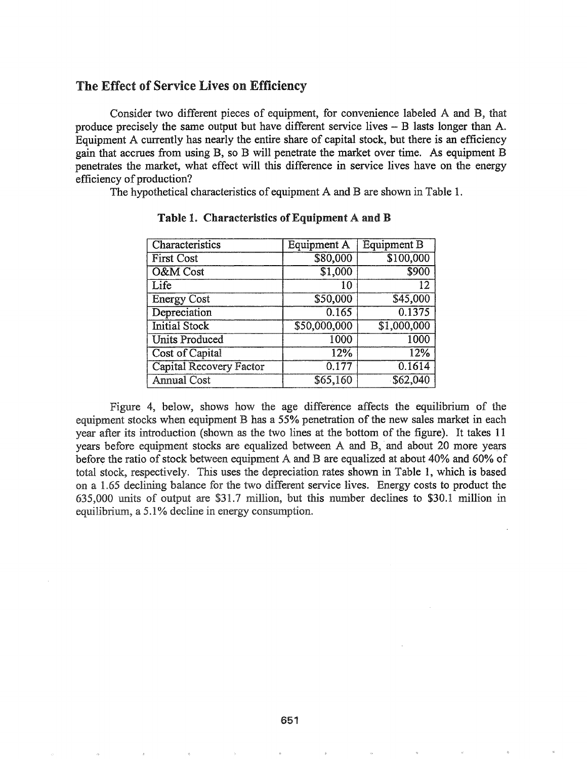## The Effect of Service Lives on Efficiency

Consider two different pieces of equipment, for convenience labeled A and B, that produce precisely the same output but have different service lives – B lasts longer than A. Equipment A currently has nearly the entire share of capital stock, but there is an efficiency gain that accrues from using B, so B will penetrate the market over time. As equipment B penetrates the market, what effect will this difference in service lives have on the energy efficiency of production?

The hypothetical characteristics of equipment A and B are shown in Table 1.

**Table 1. Characteristics of Equipment A and B**

| Characteristics | Equipment A | Equipment B |
|---|---|---|
| First Cost | $80,000 | $100,000 |
| O&M Cost | $1,000 | $900 |
| Life | 10 | 12 |
| Energy Cost | $50,000 | $45,000 |
| Depreciation | 0.165 | 0.1375 |
| Initial Stock | $50,000,000 | $1,000,000 |
| Units Produced | 1000 | 1000 |
| Cost of Capital | 12% | 12% |
| Capital Recovery Factor | 0.177 | 0.1614 |
| Annual Cost | $65,160 | $62,040 |

Figure 4, below, shows how the age difference affects the equilibrium of the equipment stocks when equipment B has a 55% penetration of the new sales market in each year after its introduction (shown as the two lines at the bottom of the figure). It takes 11 years before equipment stocks are equalized between A and B, and about 20 more years before the ratio of stock between equipment A and B are equalized at about 40% and 60% of total stock, respectively. This uses the depreciation rates shown in Table 1, which is based on a 1.65 declining balance for the two different service lives. Energy costs to product the 635,000 units of output are $31.7 million, but this number declines to $30.1 million in equilibrium, a 5.1% decline in energy consumption.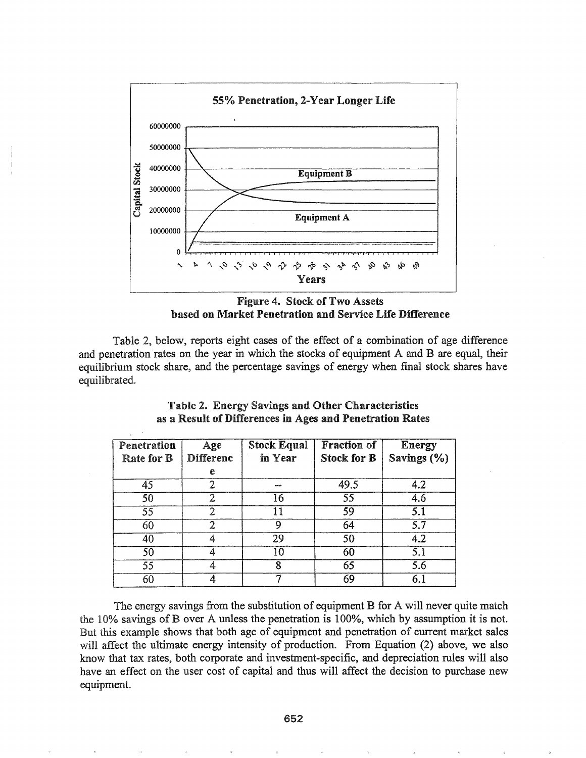**Figure 4. Stock of Two Assets based on Market Penetration and Service Life Difference**

Table 2, below, reports eight cases of the effect of a combination of age difference and penetration rates on the year in which the stocks of equipment A and B are equal, their equilibrium stock share, and the percentage savings of energy when final stock shares have equilibrated.

**Table 2. Energy Savings and Other Characteristics as a Result of Differences in Ages and Penetration Rates**

| Penetration Rate for B | Age Difference | Stock Equal in Year | Fraction of Stock for B | Energy Savings (%) |
|---|---|---|---|---|
| 45 | 2 | -- | 49.5 | 4.2 |
| 50 | 2 | 16 | 55 | 4.6 |
| 55 | 2 | 11 | 59 | 5.1 |
| 60 | 2 | 9 | 64 | 5.7 |
| 40 | 4 | 29 | 50 | 4.2 |
| 50 | 4 | 10 | 60 | 5.1 |
| 55 | 4 | 8 | 65 | 5.6 |
| 60 | 4 | 7 | 69 | 6.1 |

The energy savings from the substitution of equipment B for A will never quite match the 10% savings of B over A unless the penetration is 100%, which by assumption it is not. But this example shows that both age of equipment and penetration of current market sales will affect the ultimate energy intensity of production. From Equation (2) above, we also know that tax rates, both corporate and investment-specific, and depreciation rules will also have an effect on the user cost of capital and thus will affect the decision to purchase new equipment.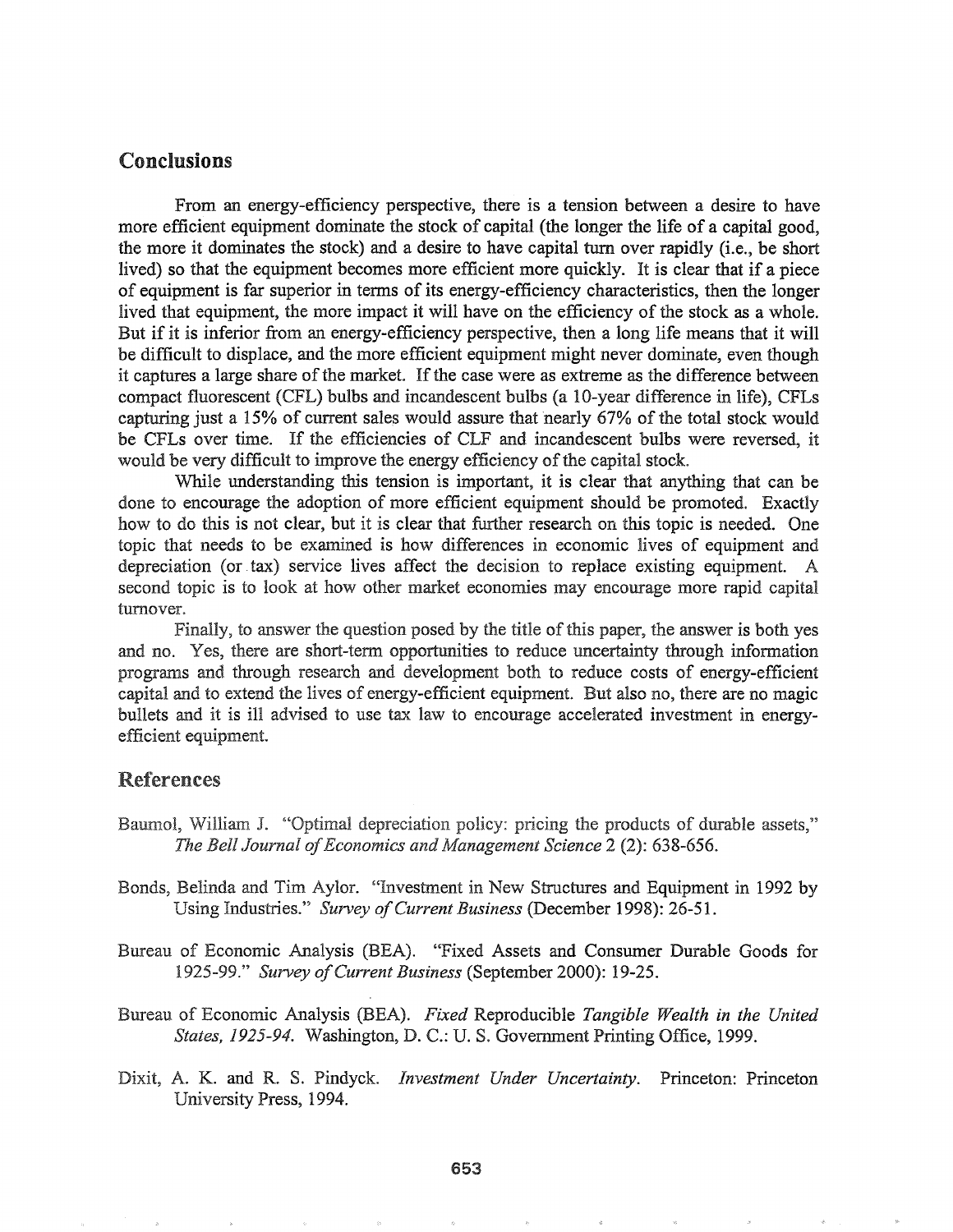## Conclusions

From an energy-efficiency perspective, there is a tension between a desire to have more efficient equipment dominate the stock of capital (the longer the life of a capital good, the more it dominates the stock) and a desire to have capital turn over rapidly (i.e., be short lived) so that the equipment becomes more efficient more quickly. It is clear that if a piece of equipment is far superior in terms of its energy-efficiency characteristics, then the longer lived that equipment, the more impact it will have on the efficiency of the stock as a whole. But if it is inferior from an energy-efficiency perspective, then a long life means that it will be difficult to displace, and the more efficient equipment might never dominate, even though it captures a large share of the market. If the case were as extreme as the difference between compact fluorescent (CFL) bulbs and incandescent bulbs (a 10-year difference in life), CFLs capturing just a 15% of current sales would assure that nearly 67% of the total stock would be CFLs over time. If the efficiencies of CLF and incandescent bulbs were reversed, it would be very difficult to improve the energy efficiency of the capital stock.

While understanding this tension is important, it is clear that anything that can be done to encourage the adoption of more efficient equipment should be promoted. Exactly how to do this is not clear, but it is clear that further research on this topic is needed. One topic that needs to be examined is how differences in economic lives of equipment and depreciation (or tax) service lives affect the decision to replace existing equipment. A second topic is to look at how other market economies may encourage more rapid capital turnover.

Finally, to answer the question posed by the title of this paper, the answer is both yes and no. Yes, there are short-term opportunities to reduce uncertainty through information programs and through research and development both to reduce costs of energy-efficient capital and to extend the lives of energy-efficient equipment. But also no, there are no magic bullets and it is ill advised to use tax law to encourage accelerated investment in energy-efficient equipment.

## References

Baumol, William J. "Optimal depreciation policy: pricing the products of durable assets," *The Bell Journal of Economics and Management Science* 2 (2): 638-656.

Bonds, Belinda and Tim Aylor. "Investment in New Structures and Equipment in 1992 by Using Industries." *Survey of Current Business* (December 1998): 26-51.

Bureau of Economic Analysis (BEA). "Fixed Assets and Consumer Durable Goods for 1925-99." *Survey of Current Business* (September 2000): 19-25.

Bureau of Economic Analysis (BEA). *Fixed* Reproducible *Tangible Wealth in the United States, 1925-94.* Washington, D. C.: U. S. Government Printing Office, 1999.

Dixit, A. K. and R. S. Pindyck. *Investment Under Uncertainty.* Princeton: Princeton University Press, 1994.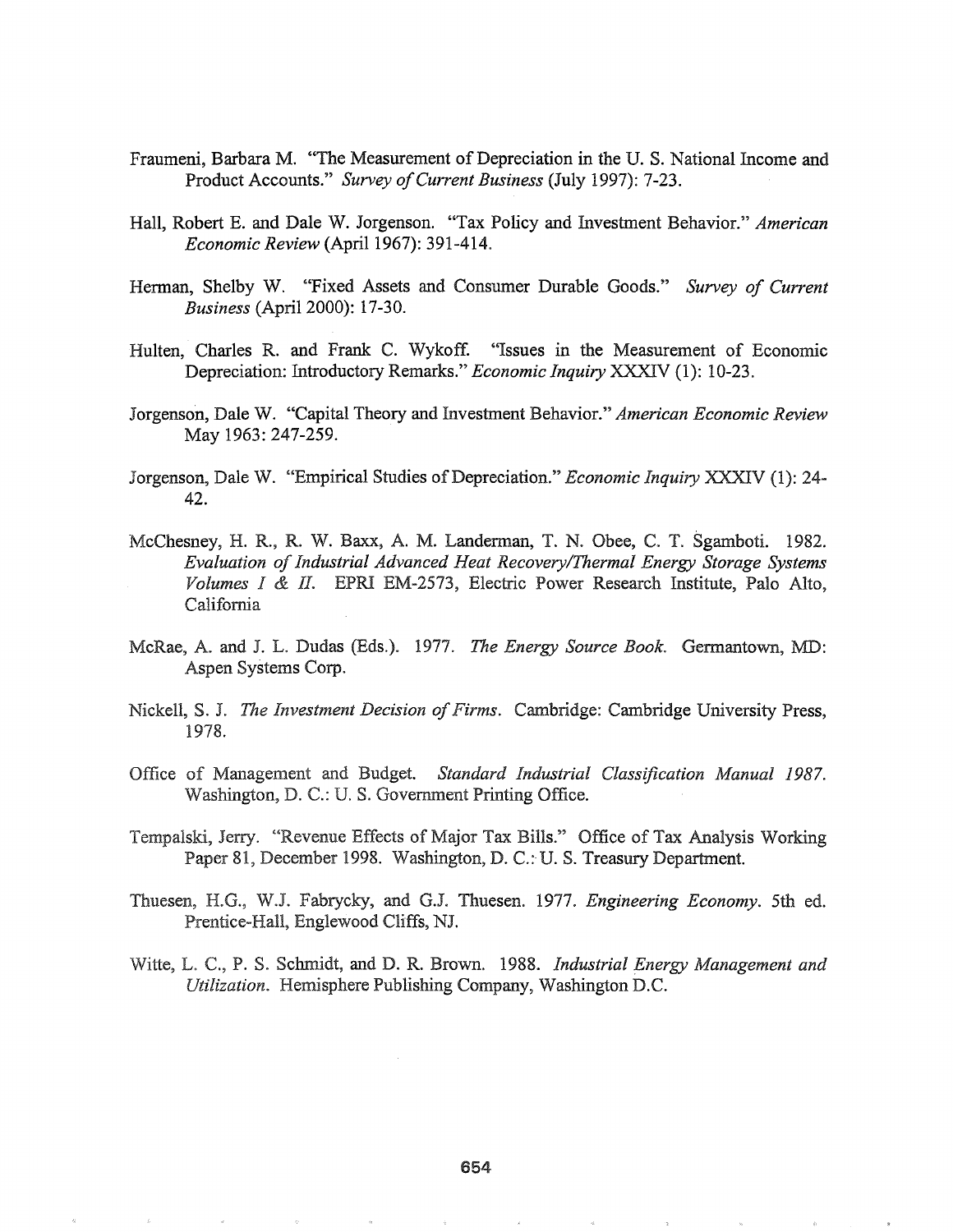Fraumeni, Barbara M. "The Measurement of Depreciation in the U. S. National Income and Product Accounts." *Survey of Current Business* (July 1997): 7-23.

Hall, Robert E. and Dale W. Jorgenson. "Tax Policy and Investment Behavior." *American Economic Review* (April 1967): 391-414.

Herman, Shelby W. "Fixed Assets and Consumer Durable Goods." *Survey of Current Business* (April 2000): 17-30.

Hulten, Charles R. and Frank C. Wykoff. "Issues in the Measurement of Economic Depreciation: Introductory Remarks." *Economic Inquiry* XXXIV (1): 10-23.

Jorgenson, Dale W. "Capital Theory and Investment Behavior." *American Economic Review* May 1963: 247-259.

Jorgenson, Dale W. "Empirical Studies of Depreciation." *Economic Inquiry* XXXIV (1): 24-42.

McChesney, H. R., R. W. Baxx, A. M. Landerman, T. N. Obee, C. T. Sgamboti. 1982. *Evaluation of Industrial Advanced Heat Recovery/Thermal Energy Storage Systems Volumes I & II.* EPRI EM-2573, Electric Power Research Institute, Palo Alto, California

McRae, A. and J. L. Dudas (Eds.). 1977. *The Energy Source Book.* Germantown, MD: Aspen Systems Corp.

Nickell, S. J. *The Investment Decision of Firms.* Cambridge: Cambridge University Press, 1978.

Office of Management and Budget. *Standard Industrial Classification Manual 1987.* Washington, D. C.: U. S. Government Printing Office.

Tempalski, Jerry. "Revenue Effects of Major Tax Bills." Office of Tax Analysis Working Paper 81, December 1998. Washington, D. C.: U. S. Treasury Department.

Thuesen, H.G., W.J. Fabrycky, and G.J. Thuesen. 1977. *Engineering Economy.* 5th ed. Prentice-Hall, Englewood Cliffs, NJ.

Witte, L. C., P. S. Schmidt, and D. R. Brown. 1988. *Industrial Energy Management and Utilization.* Hemisphere Publishing Company, Washington D.C.